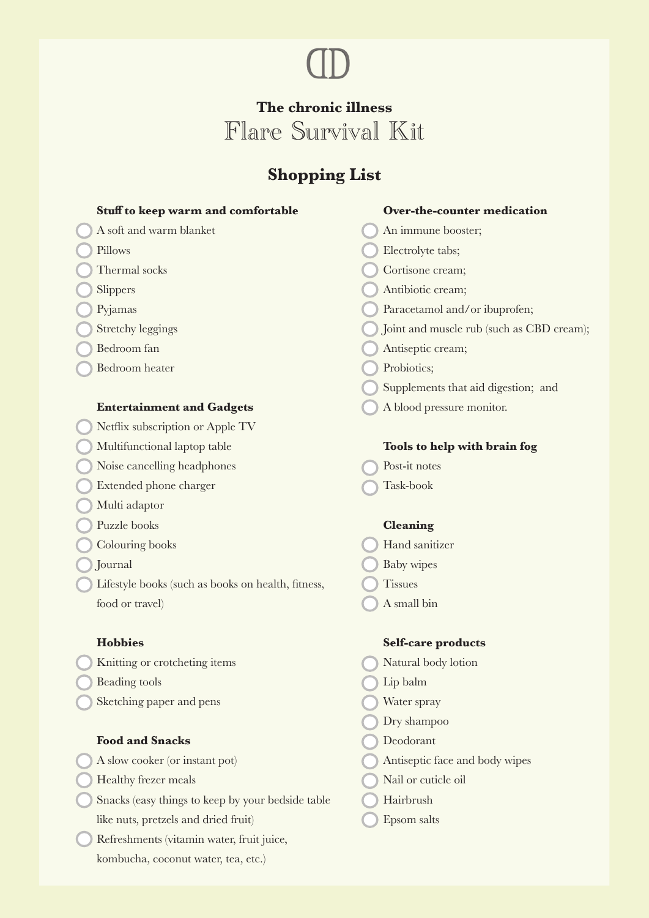## The chronic illness

# Flare Survival Kit

## Shopping List

### Stuff to keep warm and comfortable

- [ ] A soft and warm blanket
- [ ] Pillows
- [ ] Thermal socks
- [ ] Slippers
- [ ] Pyjamas
- [ ] Stretchy leggings
- [ ] Bedroom fan
- [ ] Bedroom heater

### Entertainment and Gadgets

- [ ] Netflix subscription or Apple TV
- [ ] Multifunctional laptop table
- [ ] Noise cancelling headphones
- [ ] Extended phone charger
- [ ] Multi adaptor
- [ ] Puzzle books
- [ ] Colouring books
- [ ] Journal
- [ ] Lifestyle books (such as books on health, fitness, food or travel)

### Hobbies

- [ ] Knitting or crotcheting items
- [ ] Beading tools
- [ ] Sketching paper and pens

### Food and Snacks

- [ ] A slow cooker (or instant pot)
- [ ] Healthy frezer meals
- [ ] Snacks (easy things to keep by your bedside table like nuts, pretzels and dried fruit)
- [ ] Refreshments (vitamin water, fruit juice, kombucha, coconut water, tea, etc.)

### Over-the-counter medication

- [ ] An immune booster;
- [ ] Electrolyte tabs;
- [ ] Cortisone cream;
- [ ] Antibiotic cream;
- [ ] Paracetamol and/or ibuprofen;
- [ ] Joint and muscle rub (such as CBD cream);
- [ ] Antiseptic cream;
- [ ] Probiotics;
- [ ] Supplements that aid digestion; and
- [ ] A blood pressure monitor.

### Tools to help with brain fog

- [ ] Post-it notes
- [ ] Task-book

### Cleaning

- [ ] Hand sanitizer
- [ ] Baby wipes
- [ ] Tissues
- [ ] A small bin

### Self-care products

- [ ] Natural body lotion
- [ ] Lip balm
- [ ] Water spray
- [ ] Dry shampoo
- [ ] Deodorant
- [ ] Antiseptic face and body wipes
- [ ] Nail or cuticle oil
- [ ] Hairbrush
- [ ] Epsom salts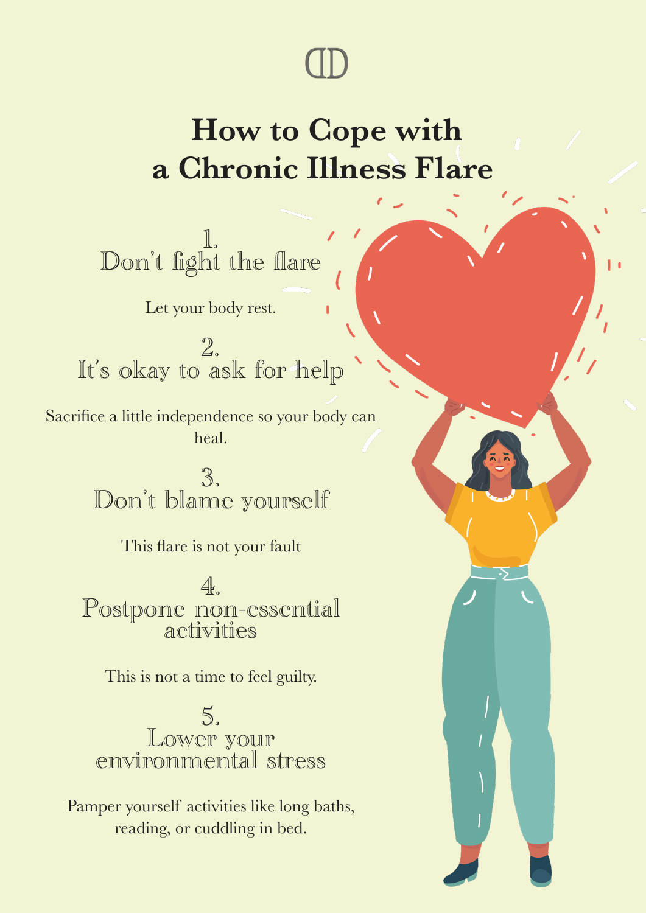# How to Cope with a Chronic Illness Flare

## 1. Don't fight the flare

Let your body rest.

## 2. It's okay to ask for help

Sacrifice a little independence so your body can heal.

## 3. Don't blame yourself

This flare is not your fault

## 4. Postpone non-essential activities

This is not a time to feel guilty.

## 5. Lower your environmental stress

Pamper yourself activities like long baths, reading, or cuddling in bed.